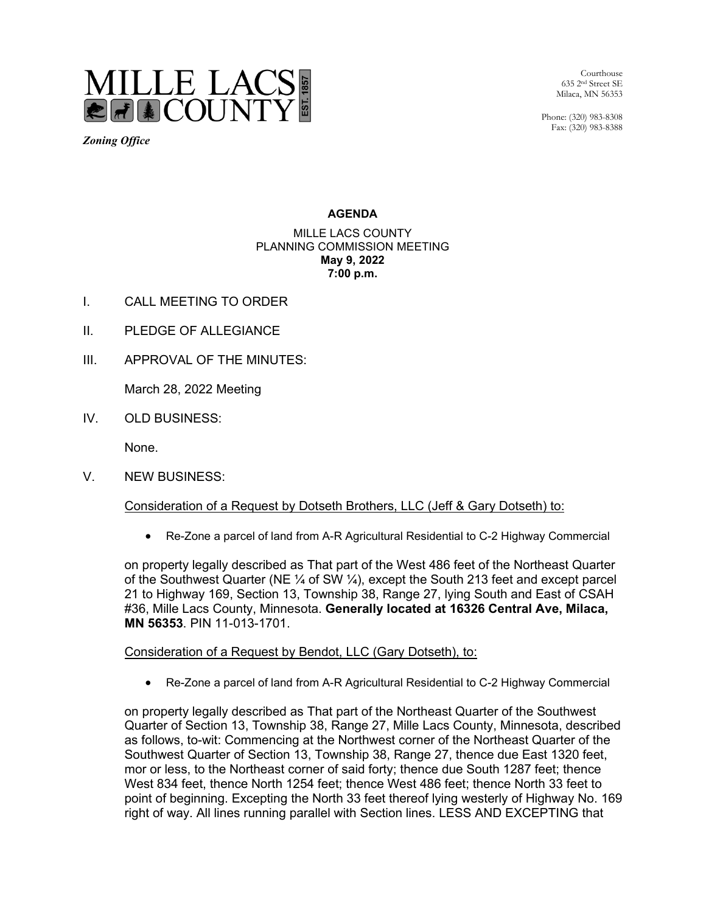**MILLE LACS COUNTY** EST. 1857

*Zoning Office*

Courthouse
635 2nd Street SE
Milaca, MN 56353

Phone: (320) 983-8308
Fax: (320) 983-8388

**AGENDA**

MILLE LACS COUNTY
PLANNING COMMISSION MEETING
**May 9, 2022**
**7:00 p.m.**

I. CALL MEETING TO ORDER

II. PLEDGE OF ALLEGIANCE

III. APPROVAL OF THE MINUTES:

March 28, 2022 Meeting

IV. OLD BUSINESS:

None.

V. NEW BUSINESS:

Consideration of a Request by Dotseth Brothers, LLC (Jeff & Gary Dotseth) to:

- Re-Zone a parcel of land from A-R Agricultural Residential to C-2 Highway Commercial

on property legally described as That part of the West 486 feet of the Northeast Quarter of the Southwest Quarter (NE ¼ of SW ¼), except the South 213 feet and except parcel 21 to Highway 169, Section 13, Township 38, Range 27, lying South and East of CSAH #36, Mille Lacs County, Minnesota. **Generally located at 16326 Central Ave, Milaca, MN 56353**. PIN 11-013-1701.

Consideration of a Request by Bendot, LLC (Gary Dotseth), to:

- Re-Zone a parcel of land from A-R Agricultural Residential to C-2 Highway Commercial

on property legally described as That part of the Northeast Quarter of the Southwest Quarter of Section 13, Township 38, Range 27, Mille Lacs County, Minnesota, described as follows, to-wit: Commencing at the Northwest corner of the Northeast Quarter of the Southwest Quarter of Section 13, Township 38, Range 27, thence due East 1320 feet, mor or less, to the Northeast corner of said forty; thence due South 1287 feet; thence West 834 feet, thence North 1254 feet; thence West 486 feet; thence North 33 feet to point of beginning. Excepting the North 33 feet thereof lying westerly of Highway No. 169 right of way. All lines running parallel with Section lines. LESS AND EXCEPTING that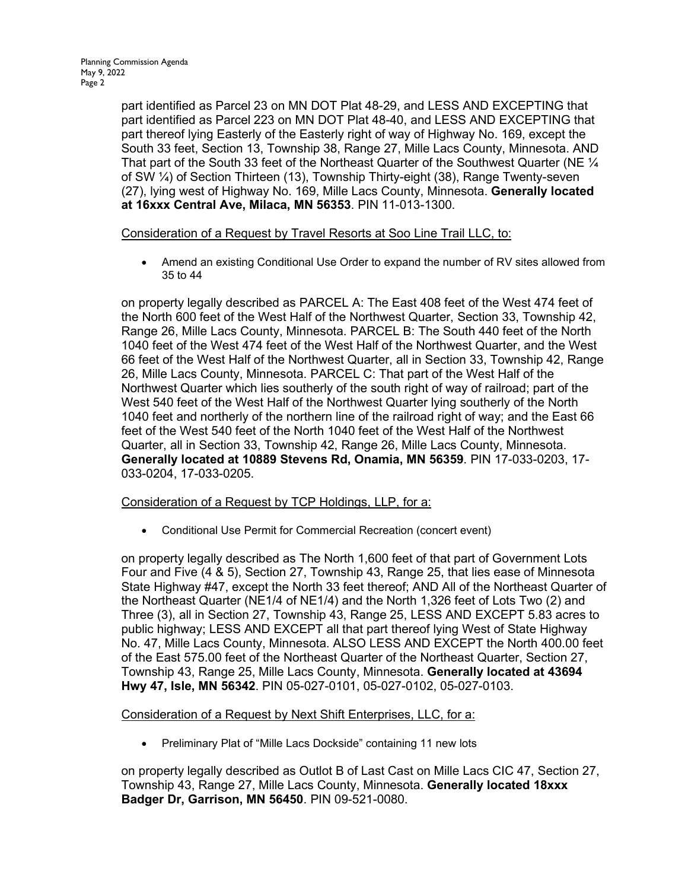part identified as Parcel 23 on MN DOT Plat 48-29, and LESS AND EXCEPTING that part identified as Parcel 223 on MN DOT Plat 48-40, and LESS AND EXCEPTING that part thereof lying Easterly of the Easterly right of way of Highway No. 169, except the South 33 feet, Section 13, Township 38, Range 27, Mille Lacs County, Minnesota. AND That part of the South 33 feet of the Northeast Quarter of the Southwest Quarter (NE ¼ of SW ¼) of Section Thirteen (13), Township Thirty-eight (38), Range Twenty-seven (27), lying west of Highway No. 169, Mille Lacs County, Minnesota. **Generally located at 16xxx Central Ave, Milaca, MN 56353**. PIN 11-013-1300.

Consideration of a Request by Travel Resorts at Soo Line Trail LLC, to:

- Amend an existing Conditional Use Order to expand the number of RV sites allowed from 35 to 44

on property legally described as PARCEL A: The East 408 feet of the West 474 feet of the North 600 feet of the West Half of the Northwest Quarter, Section 33, Township 42, Range 26, Mille Lacs County, Minnesota. PARCEL B: The South 440 feet of the North 1040 feet of the West 474 feet of the West Half of the Northwest Quarter, and the West 66 feet of the West Half of the Northwest Quarter, all in Section 33, Township 42, Range 26, Mille Lacs County, Minnesota. PARCEL C: That part of the West Half of the Northwest Quarter which lies southerly of the south right of way of railroad; part of the West 540 feet of the West Half of the Northwest Quarter lying southerly of the North 1040 feet and northerly of the northern line of the railroad right of way; and the East 66 feet of the West 540 feet of the North 1040 feet of the West Half of the Northwest Quarter, all in Section 33, Township 42, Range 26, Mille Lacs County, Minnesota. **Generally located at 10889 Stevens Rd, Onamia, MN 56359**. PIN 17-033-0203, 17-033-0204, 17-033-0205.

Consideration of a Request by TCP Holdings, LLP, for a:

- Conditional Use Permit for Commercial Recreation (concert event)

on property legally described as The North 1,600 feet of that part of Government Lots Four and Five (4 & 5), Section 27, Township 43, Range 25, that lies ease of Minnesota State Highway #47, except the North 33 feet thereof; AND All of the Northeast Quarter of the Northeast Quarter (NE1/4 of NE1/4) and the North 1,326 feet of Lots Two (2) and Three (3), all in Section 27, Township 43, Range 25, LESS AND EXCEPT 5.83 acres to public highway; LESS AND EXCEPT all that part thereof lying West of State Highway No. 47, Mille Lacs County, Minnesota. ALSO LESS AND EXCEPT the North 400.00 feet of the East 575.00 feet of the Northeast Quarter of the Northeast Quarter, Section 27, Township 43, Range 25, Mille Lacs County, Minnesota. **Generally located at 43694 Hwy 47, Isle, MN 56342**. PIN 05-027-0101, 05-027-0102, 05-027-0103.

Consideration of a Request by Next Shift Enterprises, LLC, for a:

- Preliminary Plat of "Mille Lacs Dockside" containing 11 new lots

on property legally described as Outlot B of Last Cast on Mille Lacs CIC 47, Section 27, Township 43, Range 27, Mille Lacs County, Minnesota. **Generally located 18xxx Badger Dr, Garrison, MN 56450**. PIN 09-521-0080.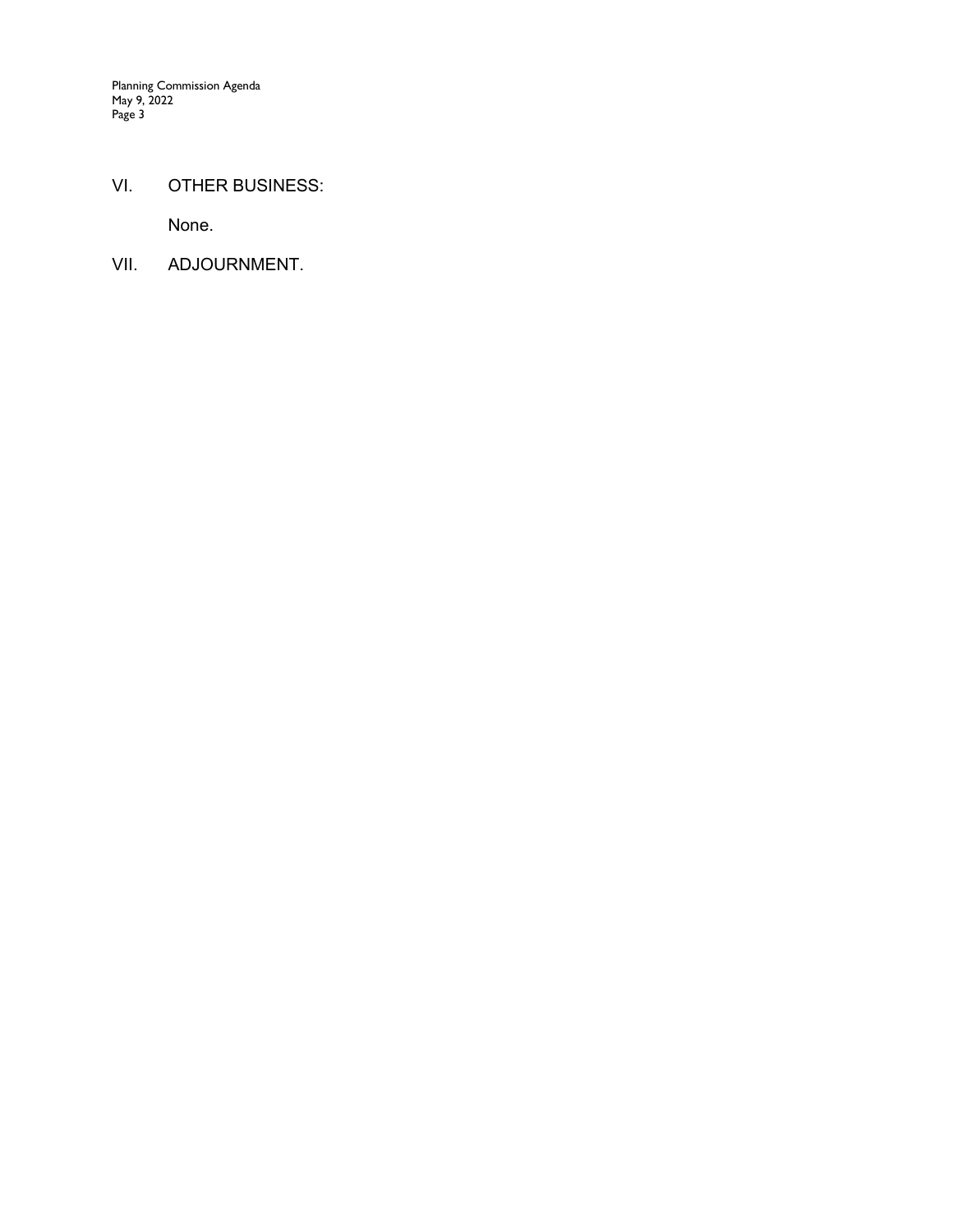## VI. OTHER BUSINESS:

None.

## VII. ADJOURNMENT.